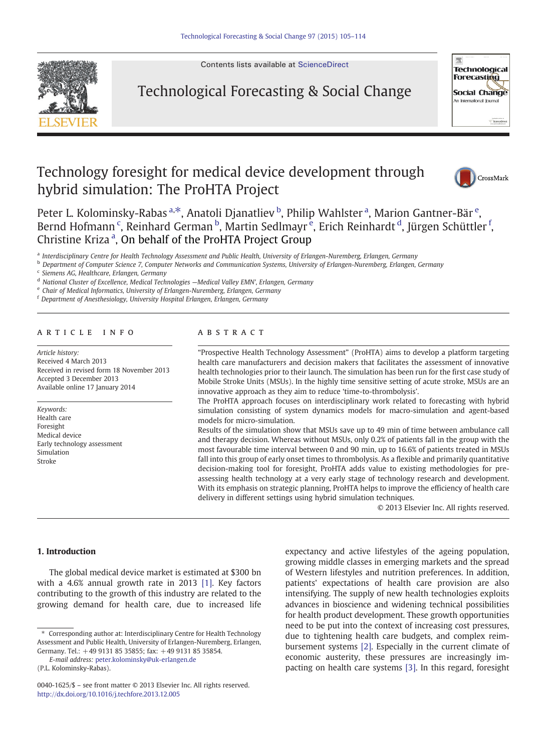# Technology foresight for medical device development through hybrid simulation: The ProHTA Project

Peter L. Kolominsky-Rabas [a,*], Anatoli Djanatliev [b], Philip Wahlster [a], Marion Gantner-Bär [e], Bernd Hofmann [c], Reinhard German [b], Martin Sedlmayr [e], Erich Reinhardt [d], Jürgen Schüttler [f], Christine Kriza [a], On behalf of the ProHTA Project Group

[a] Interdisciplinary Centre for Health Technology Assessment and Public Health, University of Erlangen-Nuremberg, Erlangen, Germany
[b] Department of Computer Science 7, Computer Networks and Communication Systems, University of Erlangen-Nuremberg, Erlangen, Germany
[c] Siemens AG, Healthcare, Erlangen, Germany
[d] National Cluster of Excellence, Medical Technologies —Medical Valley EMN', Erlangen, Germany
[e] Chair of Medical Informatics, University of Erlangen-Nuremberg, Erlangen, Germany
[f] Department of Anesthesiology, University Hospital Erlangen, Erlangen, Germany

## ARTICLE INFO

*Article history:*
Received 4 March 2013
Received in revised form 18 November 2013
Accepted 3 December 2013
Available online 17 January 2014

*Keywords:*
Health care
Foresight
Medical device
Early technology assessment
Simulation
Stroke

## ABSTRACT

"Prospective Health Technology Assessment" (ProHTA) aims to develop a platform targeting health care manufacturers and decision makers that facilitates the assessment of innovative health technologies prior to their launch. The simulation has been run for the first case study of Mobile Stroke Units (MSUs). In the highly time sensitive setting of acute stroke, MSUs are an innovative approach as they aim to reduce 'time-to-thrombolysis'.

The ProHTA approach focuses on interdisciplinary work related to forecasting with hybrid simulation consisting of system dynamics models for macro-simulation and agent-based models for micro-simulation.

Results of the simulation show that MSUs save up to 49 min of time between ambulance call and therapy decision. Whereas without MSUs, only 0.2% of patients fall in the group with the most favourable time interval between 0 and 90 min, up to 16.6% of patients treated in MSUs fall into this group of early onset times to thrombolysis. As a flexible and primarily quantitative decision-making tool for foresight, ProHTA adds value to existing methodologies for pre-assessing health technology at a very early stage of technology research and development. With its emphasis on strategic planning, ProHTA helps to improve the efficiency of health care delivery in different settings using hybrid simulation techniques.

© 2013 Elsevier Inc. All rights reserved.

## 1. Introduction

The global medical device market is estimated at $300 bn with a 4.6% annual growth rate in 2013 [1]. Key factors contributing to the growth of this industry are related to the growing demand for health care, due to increased life expectancy and active lifestyles of the ageing population, growing middle classes in emerging markets and the spread of Western lifestyles and nutrition preferences. In addition, patients' expectations of health care provision are also intensifying. The supply of new health technologies exploits advances in bioscience and widening technical possibilities for health product development. These growth opportunities need to be put into the context of increasing cost pressures, due to tightening health care budgets, and complex reimbursement systems [2]. Especially in the current climate of economic austerity, these pressures are increasingly impacting on health care systems [3]. In this regard, foresight

---

* Corresponding author at: Interdisciplinary Centre for Health Technology Assessment and Public Health, University of Erlangen-Nuremberg, Erlangen, Germany. Tel.: +49 9131 85 35855; fax: +49 9131 85 35854.
*E-mail address:* peter.kolominsky@uk-erlangen.de (P.L. Kolominsky-Rabas).

0040-1625/$ – see front matter © 2013 Elsevier Inc. All rights reserved.
http://dx.doi.org/10.1016/j.techfore.2013.12.005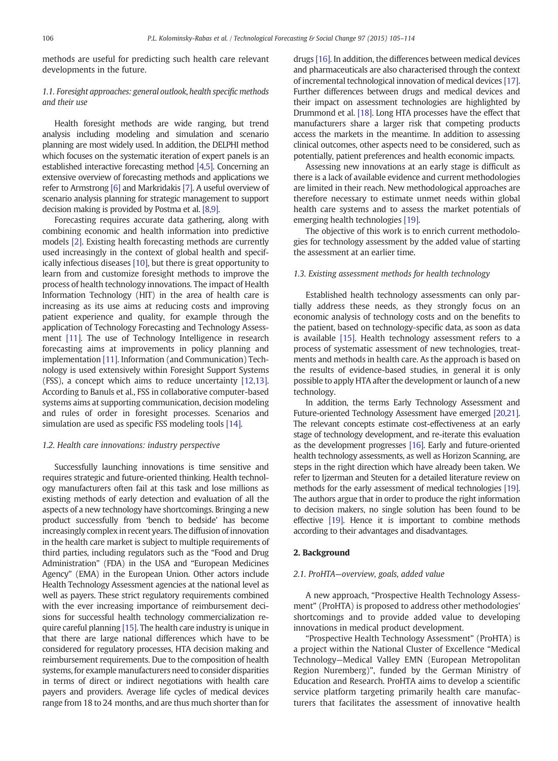methods are useful for predicting such health care relevant developments in the future.

### 1.1. Foresight approaches: general outlook, health specific methods and their use

Health foresight methods are wide ranging, but trend analysis including modeling and simulation and scenario planning are most widely used. In addition, the DELPHI method which focuses on the systematic iteration of expert panels is an established interactive forecasting method [4,5]. Concerning an extensive overview of forecasting methods and applications we refer to Armstrong [6] and Markridakis [7]. A useful overview of scenario analysis planning for strategic management to support decision making is provided by Postma et al. [8,9].

Forecasting requires accurate data gathering, along with combining economic and health information into predictive models [2]. Existing health forecasting methods are currently used increasingly in the context of global health and specifically infectious diseases [10], but there is great opportunity to learn from and customize foresight methods to improve the process of health technology innovations. The impact of Health Information Technology (HIT) in the area of health care is increasing as its use aims at reducing costs and improving patient experience and quality, for example through the application of Technology Forecasting and Technology Assessment [11]. The use of Technology Intelligence in research forecasting aims at improvements in policy planning and implementation [11]. Information (and Communication) Technology is used extensively within Foresight Support Systems (FSS), a concept which aims to reduce uncertainty [12,13]. According to Banuls et al., FSS in collaborative computer-based systems aims at supporting communication, decision modeling and rules of order in foresight processes. Scenarios and simulation are used as specific FSS modeling tools [14].

### 1.2. Health care innovations: industry perspective

Successfully launching innovations is time sensitive and requires strategic and future-oriented thinking. Health technology manufacturers often fail at this task and lose millions as existing methods of early detection and evaluation of all the aspects of a new technology have shortcomings. Bringing a new product successfully from 'bench to bedside' has become increasingly complex in recent years. The diffusion of innovation in the health care market is subject to multiple requirements of third parties, including regulators such as the "Food and Drug Administration" (FDA) in the USA and "European Medicines Agency" (EMA) in the European Union. Other actors include Health Technology Assessment agencies at the national level as well as payers. These strict regulatory requirements combined with the ever increasing importance of reimbursement decisions for successful health technology commercialization require careful planning [15]. The health care industry is unique in that there are large national differences which have to be considered for regulatory processes, HTA decision making and reimbursement requirements. Due to the composition of health systems, for example manufacturers need to consider disparities in terms of direct or indirect negotiations with health care payers and providers. Average life cycles of medical devices range from 18 to 24 months, and are thus much shorter than for drugs [16]. In addition, the differences between medical devices and pharmaceuticals are also characterised through the context of incremental technological innovation of medical devices [17]. Further differences between drugs and medical devices and their impact on assessment technologies are highlighted by Drummond et al. [18]. Long HTA processes have the effect that manufacturers share a larger risk that competing products access the markets in the meantime. In addition to assessing clinical outcomes, other aspects need to be considered, such as potentially, patient preferences and health economic impacts.

Assessing new innovations at an early stage is difficult as there is a lack of available evidence and current methodologies are limited in their reach. New methodological approaches are therefore necessary to estimate unmet needs within global health care systems and to assess the market potentials of emerging health technologies [19].

The objective of this work is to enrich current methodologies for technology assessment by the added value of starting the assessment at an earlier time.

### 1.3. Existing assessment methods for health technology

Established health technology assessments can only partially address these needs, as they strongly focus on an economic analysis of technology costs and on the benefits to the patient, based on technology-specific data, as soon as data is available [15]. Health technology assessment refers to a process of systematic assessment of new technologies, treatments and methods in health care. As the approach is based on the results of evidence-based studies, in general it is only possible to apply HTA after the development or launch of a new technology.

In addition, the terms Early Technology Assessment and Future-oriented Technology Assessment have emerged [20,21]. The relevant concepts estimate cost-effectiveness at an early stage of technology development, and re-iterate this evaluation as the development progresses [16]. Early and future-oriented health technology assessments, as well as Horizon Scanning, are steps in the right direction which have already been taken. We refer to Ijzerman and Steuten for a detailed literature review on methods for the early assessment of medical technologies [19]. The authors argue that in order to produce the right information to decision makers, no single solution has been found to be effective [19]. Hence it is important to combine methods according to their advantages and disadvantages.

## 2. Background

### 2.1. ProHTA—overview, goals, added value

A new approach, "Prospective Health Technology Assessment" (ProHTA) is proposed to address other methodologies' shortcomings and to provide added value to developing innovations in medical product development.

"Prospective Health Technology Assessment" (ProHTA) is a project within the National Cluster of Excellence "Medical Technology—Medical Valley EMN (European Metropolitan Region Nuremberg)", funded by the German Ministry of Education and Research. ProHTA aims to develop a scientific service platform targeting primarily health care manufacturers that facilitates the assessment of innovative health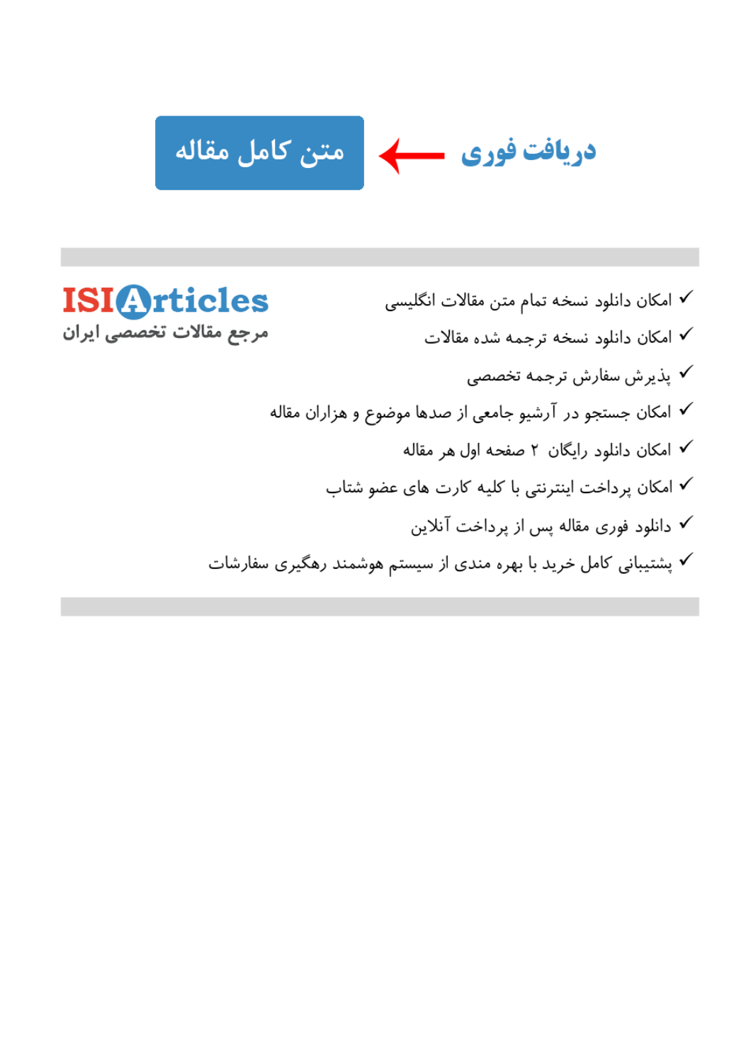دریافت فوری ← متن کامل مقاله

ISIArticles
مرجع مقالات تخصصی ایران

- ✓ امکان دانلود نسخه تمام متن مقالات انگلیسی
- ✓ امکان دانلود نسخه ترجمه شده مقالات
- ✓ پذیرش سفارش ترجمه تخصصی
- ✓ امکان جستجو در آرشیو جامعی از صدها موضوع و هزاران مقاله
- ✓ امکان دانلود رایگان ۲ صفحه اول هر مقاله
- ✓ امکان پرداخت اینترنتی با کلیه کارت های عضو شتاب
- ✓ دانلود فوری مقاله پس از پرداخت آنلاین
- ✓ پشتیبانی کامل خرید با بهره مندی از سیستم هوشمند رهگیری سفارشات